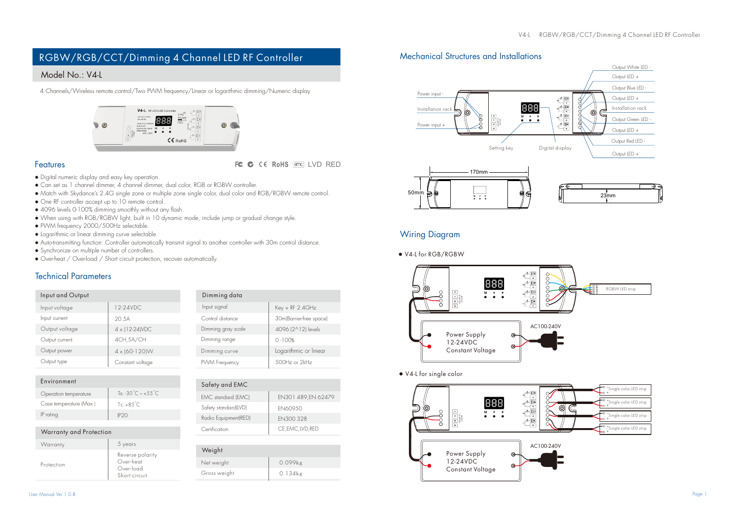# RGBW/RGB/CCT/Dimming 4 Channel LED RF Controller

## Model No.: V4-L

4 Channels/Wireless remote control/Two PWM frequency/Linear or logarithmic dimming/Numeric display

## Features

- Digital numeric display and easy key operation.
- Can set as 1 channel dimmer, 4 channel dimmer, dual color, RGB or RGBW controller.
- Match with Skydance's 2.4G single zone or multiple zone single color, dual color and RGB/RGBW remote control.
- One RF controller accept up to 10 remote control.
- 4096 levels 0-100% dimming smoothly without any flash.
- When using with RGB/RGBW light, built in 10 dynamic mode, include jump or gradual change style.
- PWM frequency 2000/500Hz selectable.
- Logarithmic or linear dimming curve selectable.
- Auto-transmitting function: Controller automatically transmit signal to another controller with 30m control distance.
- Synchronize on multiple number of controllers.
- Over-heat / Over-load / Short circuit protection, recover automatically.

## Technical Parameters

| Input and Output | |
|---|---|
| Input voltage | 12-24VDC |
| Input current | 20.5A |
| Output voltage | 4 x (12-24)VDC |
| Output current | 4CH,5A/CH |
| Output power | 4 x (60-120)W |
| Output type | Constant voltage |

| Dimming data | |
|---|---|
| Input signal | Key + RF 2.4GHz |
| Control distance | 30m(Barrier-free space) |
| Dimming gray scale | 4096 (2^12) levels |
| Dimming range | 0 -100% |
| Dimming curve | Logarithmic or linear |
| PWM Frequency | 500Hz or 2kHz |

| Environment | |
|---|---|
| Operation temperature | Ta: -30°C ~ +55°C |
| Case temperature (Max.) | Tc: +85°C |
| IP rating | IP20 |

| Safety and EMC | |
|---|---|
| EMC standard (EMC) | EN301 489,EN 62479 |
| Safety standard(LVD) | EN60950 |
| Radio Equipment(RED) | EN300 328 |
| Certification | CE,EMC,LVD,RED |

| Warranty and Protection | |
|---|---|
| Warranty | 5 years |
| Protection | Reverse polarity<br>Over-heat<br>Over-load<br>Short circuit |

| Weight | |
|---|---|
| Net weight | 0.099kg |
| Gross weight | 0.134kg |

## Mechanical Structures and Installations

Power input -, Installation rack, Power input +, Setting key, Digital display, Output White LED -, Output LED +, Output Blue LED -, Output LED +, Installation rack, Output Green LED -, Output LED +, Output Red LED -, Output LED +

170mm, 50mm, 23mm

## Wiring Diagram

- V4-L for RGB/RGBW

RGBW LED strip; Power Supply 12-24VDC Constant Voltage; AC100-240V

- V4-L for single color

Single color LED strip (x4); Power Supply 12-24VDC Constant Voltage; AC100-240V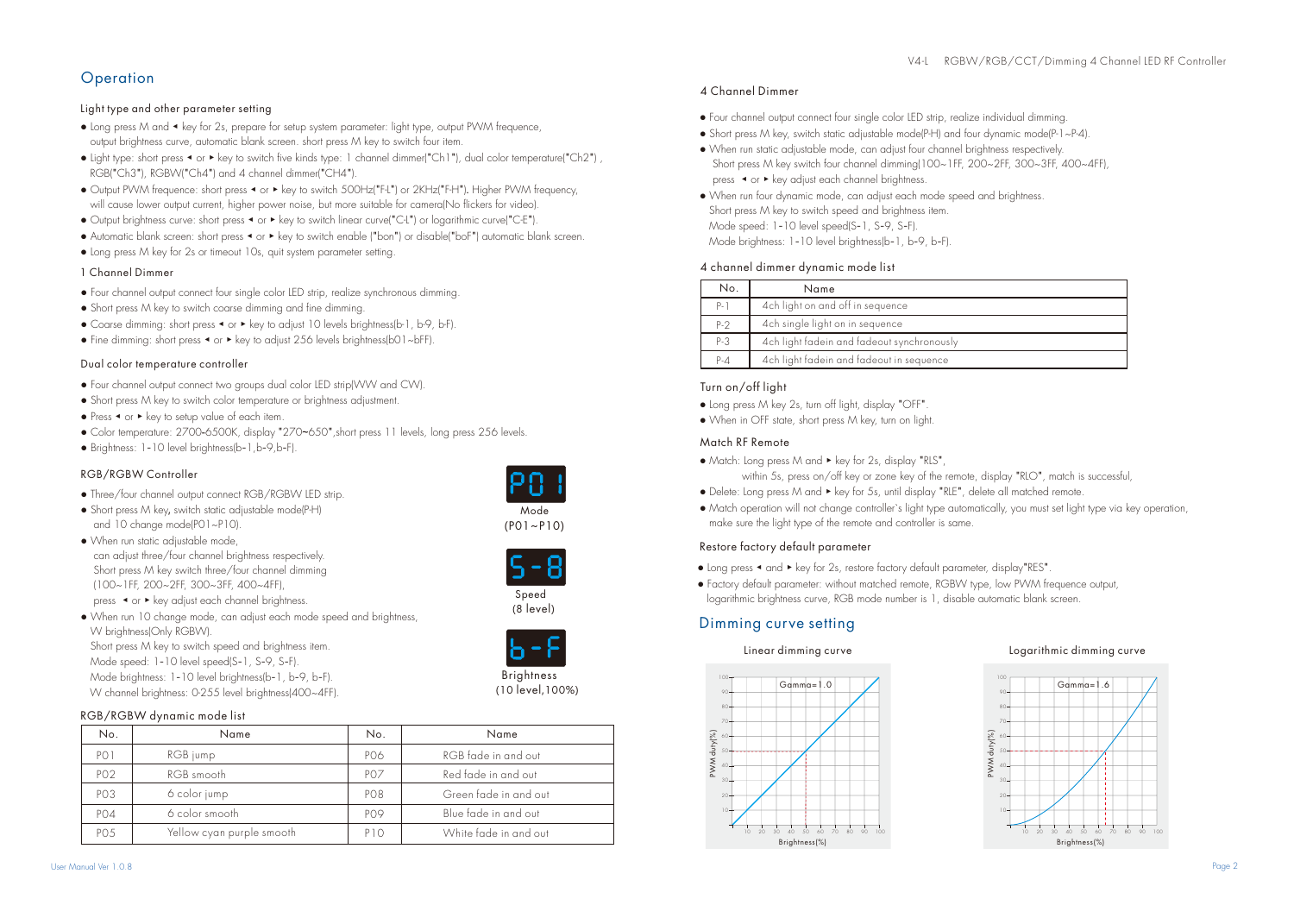# Operation

### Light type and other parameter setting

- Long press M and ◂ key for 2s, prepare for setup system parameter: light type, output PWM frequence, output brightness curve, automatic blank screen. short press M key to switch four item.
- Light type: short press ◂ or ▸ key to switch five kinds type: 1 channel dimmer("Ch1"), dual color temperature("Ch2") , RGB("Ch3"), RGBW("Ch4") and 4 channel dimmer("CH4").
- Output PWM frequence: short press ◂ or ▸ key to switch 500Hz("F-L") or 2KHz("F-H"). Higher PWM frequency, will cause lower output current, higher power noise, but more suitable for camera(No flickers for video).
- Output brightness curve: short press ◂ or ▸ key to switch linear curve("C-L") or logarithmic curve("C-E").
- Automatic blank screen: short press ◂ or ▸ key to switch enable ("bon") or disable("boF") automatic blank screen.
- Long press M key for 2s or timeout 10s, quit system parameter setting.

### 1 Channel Dimmer

- Four channel output connect four single color LED strip, realize synchronous dimming.
- Short press M key to switch coarse dimming and fine dimming.
- Coarse dimming: short press ◂ or ▸ key to adjust 10 levels brightness(b-1, b-9, b-F).
- Fine dimming: short press ◂ or ▸ key to adjust 256 levels brightness(b01~bFF).

### Dual color temperature controller

- Four channel output connect two groups dual color LED strip(WW and CW).
- Short press M key to switch color temperature or brightness adjustment.
- Press ◂ or ▸ key to setup value of each item.
- Color temperature: 2700-6500K, display "270~650",short press 11 levels, long press 256 levels.
- Brightness: 1-10 level brightness(b-1,b-9,b-F).

### RGB/RGBW Controller

- Three/four channel output connect RGB/RGBW LED strip.
- Short press M key, switch static adjustable mode(P-H) and 10 change mode(P01~P10).
- When run static adjustable mode, can adjust three/four channel brightness respectively. Short press M key switch three/four channel dimming (100~1FF, 200~2FF, 300~3FF, 400~4FF), press ◂ or ▸ key adjust each channel brightness.
- When run 10 change mode, can adjust each mode speed and brightness, W brightness(Only RGBW).
  Short press M key to switch speed and brightness item.
  Mode speed: 1-10 level speed(S-1, S-9, S-F).
  Mode brightness: 1-10 level brightness(b-1, b-9, b-F).
  W channel brightness: 0-255 level brightness(400~4FF).

P01
Mode
(P01~P10)

S-8
Speed
(8 level)

b-F
Brightness
(10 level,100%)

### RGB/RGBW dynamic mode list

| No. | Name | No. | Name |
|---|---|---|---|
| P01 | RGB jump | P06 | RGB fade in and out |
| P02 | RGB smooth | P07 | Red fade in and out |
| P03 | 6 color jump | P08 | Green fade in and out |
| P04 | 6 color smooth | P09 | Blue fade in and out |
| P05 | Yellow cyan purple smooth | P10 | White fade in and out |

### 4 Channel Dimmer

- Four channel output connect four single color LED strip, realize individual dimming.
- Short press M key, switch static adjustable mode(P-H) and four dynamic mode(P-1~P-4).
- When run static adjustable mode, can adjust four channel brightness respectively. Short press M key switch four channel dimming(100~1FF, 200~2FF, 300~3FF, 400~4FF), press ◂ or ▸ key adjust each channel brightness.
- When run four dynamic mode, can adjust each mode speed and brightness.
  Short press M key to switch speed and brightness item.
  Mode speed: 1-10 level speed(S-1, S-9, S-F).
  Mode brightness: 1-10 level brightness(b-1, b-9, b-F).

### 4 channel dimmer dynamic mode list

| No. | Name |
|---|---|
| P-1 | 4ch light on and off in sequence |
| P-2 | 4ch single light on in sequence |
| P-3 | 4ch light fadein and fadeout synchronously |
| P-4 | 4ch light fadein and fadeout in sequence |

### Turn on/off light

- Long press M key 2s, turn off light, display "OFF".
- When in OFF state, short press M key, turn on light.

### Match RF Remote

- Match: Long press M and ▸ key for 2s, display "RLS", within 5s, press on/off key or zone key of the remote, display "RLO", match is successful,
- Delete: Long press M and ▸ key for 5s, until display "RLE", delete all matched remote.
- Match operation will not change controller`s light type automatically, you must set light type via key operation, make sure the light type of the remote and controller is same.

### Restore factory default parameter

- Long press ◂ and ▸ key for 2s, restore factory default parameter, display"RES".
- Factory default parameter: without matched remote, RGBW type, low PWM frequence output, logarithmic brightness curve, RGB mode number is 1, disable automatic blank screen.

## Dimming curve setting

Linear dimming curve

Gamma=1.0

PWM duty(%)

10 20 30 40 50 60 70 80 90 100

Brightness(%)

Logarithmic dimming curve

Gamma=1.6

PWM duty(%)

10 20 30 40 50 60 70 80 90 100

Brightness(%)